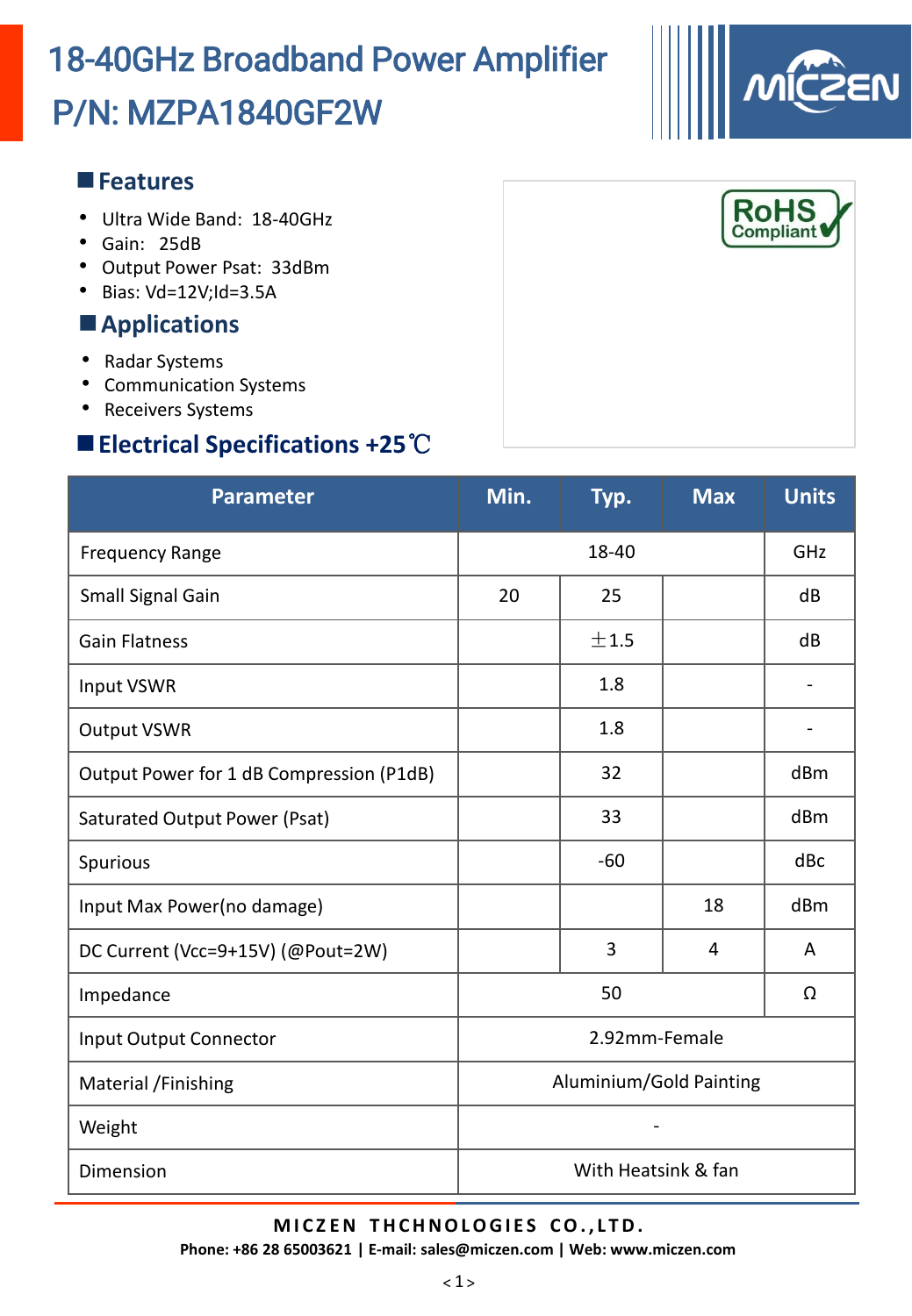# 18-40GHz Broadband Power Amplifier
# P/N: MZPA1840GF2W

## Features

- Ultra Wide Band: 18-40GHz
- Gain: 25dB
- Output Power Psat: 33dBm
- Bias: Vd=12V;Id=3.5A

## Applications

- Radar Systems
- Communication Systems
- Receivers Systems

## Electrical Specifications +25℃

| Parameter | Min. | Typ. | Max | Units |
|---|---|---|---|---|
| Frequency Range | 18-40 | | | GHz |
| Small Signal Gain | 20 | 25 | | dB |
| Gain Flatness | | ±1.5 | | dB |
| Input VSWR | | 1.8 | | - |
| Output VSWR | | 1.8 | | - |
| Output Power for 1 dB Compression (P1dB) | | 32 | | dBm |
| Saturated Output Power (Psat) | | 33 | | dBm |
| Spurious | | -60 | | dBc |
| Input Max Power(no damage) | | | 18 | dBm |
| DC Current (Vcc=9+15V) (@Pout=2W) | | 3 | 4 | A |
| Impedance | 50 | | | Ω |
| Input Output Connector | 2.92mm-Female | | | |
| Material /Finishing | Aluminium/Gold Painting | | | |
| Weight | - | | | |
| Dimension | With Heatsink & fan | | | |

**MICZEN THCHNOLOGIES CO.,LTD.**
**Phone: +86 28 65003621 | E-mail: sales@miczen.com | Web: www.miczen.com**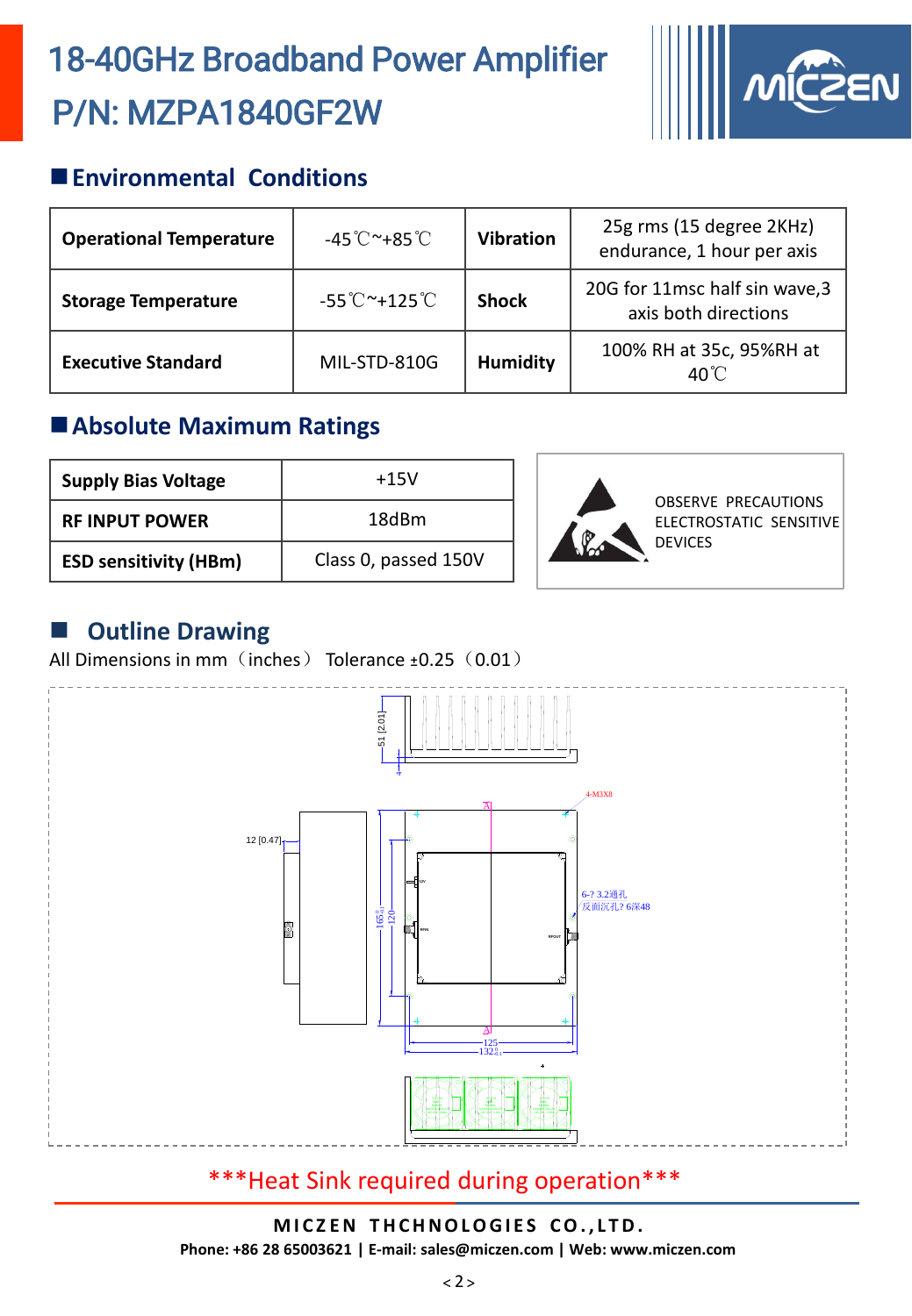# 18-40GHz Broadband Power Amplifier
# P/N: MZPA1840GF2W

## ■ Environmental Conditions

| | | | |
|---|---|---|---|
| **Operational Temperature** | -45℃~+85℃ | **Vibration** | 25g rms (15 degree 2KHz) endurance, 1 hour per axis |
| **Storage Temperature** | -55℃~+125℃ | **Shock** | 20G for 11msc half sin wave,3 axis both directions |
| **Executive Standard** | MIL-STD-810G | **Humidity** | 100% RH at 35c, 95%RH at 40℃ |

## ■ Absolute Maximum Ratings

| | |
|---|---|
| **Supply Bias Voltage** | +15V |
| **RF INPUT POWER** | 18dBm |
| **ESD sensitivity (HBm)** | Class 0, passed 150V |

OBSERVE PRECAUTIONS ELECTROSTATIC SENSITIVE DEVICES

## ■ Outline Drawing

All Dimensions in mm（inches） Tolerance ±0.25（0.01）

51 [2.01]
12 [0.47]
4-M3X8
6-? 3.2通孔
反面沉孔? 6深48
165
120
125
132

***Heat Sink required during operation***

**MICZEN THCHNOLOGIES CO.,LTD.**
**Phone: +86 28 65003621 | E-mail: sales@miczen.com | Web: www.miczen.com**